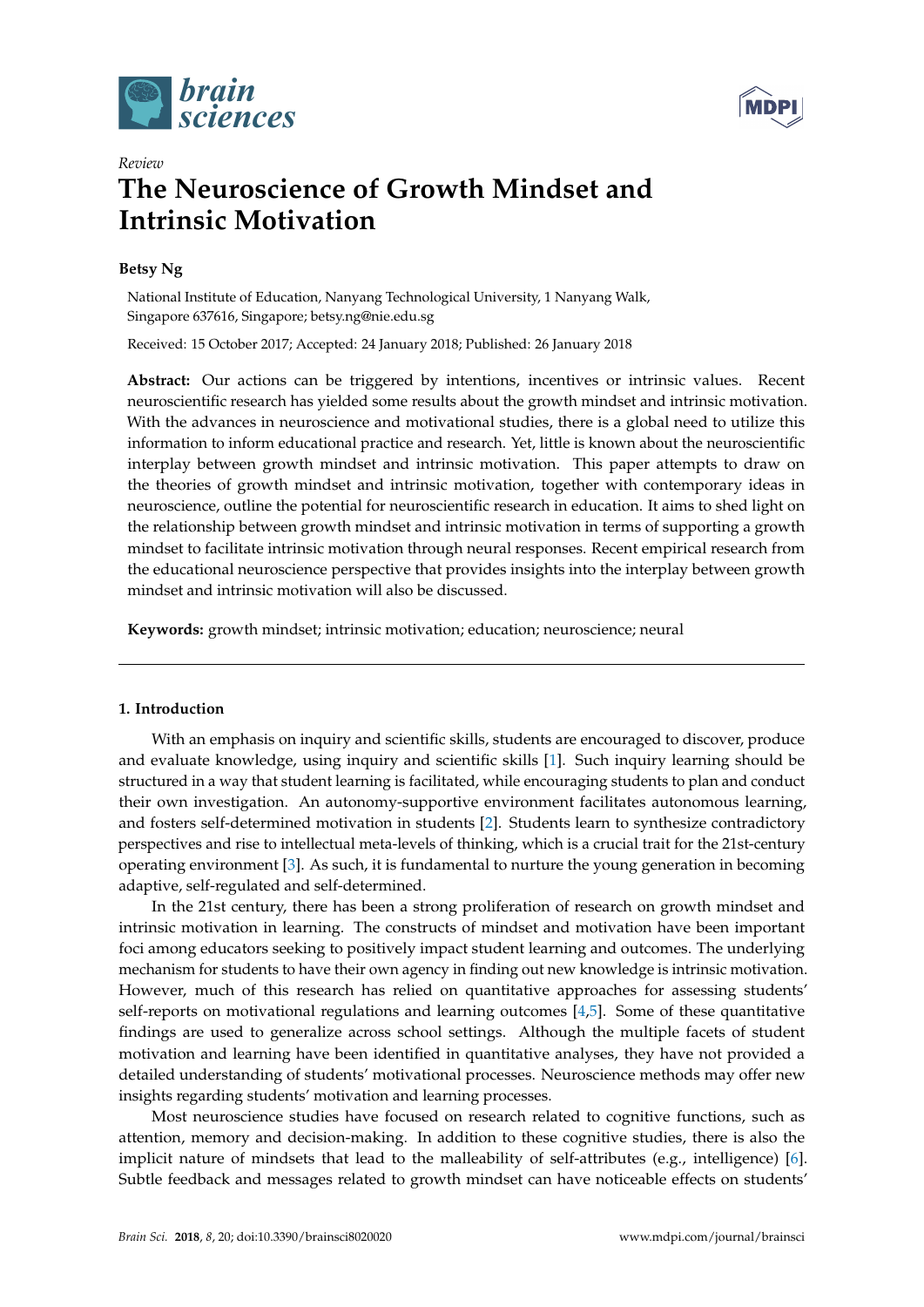*Review*

# The Neuroscience of Growth Mindset and Intrinsic Motivation

**Betsy Ng**

National Institute of Education, Nanyang Technological University, 1 Nanyang Walk, Singapore 637616, Singapore; betsy.ng@nie.edu.sg

Received: 15 October 2017; Accepted: 24 January 2018; Published: 26 January 2018

**Abstract:** Our actions can be triggered by intentions, incentives or intrinsic values. Recent neuroscientific research has yielded some results about the growth mindset and intrinsic motivation. With the advances in neuroscience and motivational studies, there is a global need to utilize this information to inform educational practice and research. Yet, little is known about the neuroscientific interplay between growth mindset and intrinsic motivation. This paper attempts to draw on the theories of growth mindset and intrinsic motivation, together with contemporary ideas in neuroscience, outline the potential for neuroscientific research in education. It aims to shed light on the relationship between growth mindset and intrinsic motivation in terms of supporting a growth mindset to facilitate intrinsic motivation through neural responses. Recent empirical research from the educational neuroscience perspective that provides insights into the interplay between growth mindset and intrinsic motivation will also be discussed.

**Keywords:** growth mindset; intrinsic motivation; education; neuroscience; neural

## 1. Introduction

With an emphasis on inquiry and scientific skills, students are encouraged to discover, produce and evaluate knowledge, using inquiry and scientific skills [1]. Such inquiry learning should be structured in a way that student learning is facilitated, while encouraging students to plan and conduct their own investigation. An autonomy-supportive environment facilitates autonomous learning, and fosters self-determined motivation in students [2]. Students learn to synthesize contradictory perspectives and rise to intellectual meta-levels of thinking, which is a crucial trait for the 21st-century operating environment [3]. As such, it is fundamental to nurture the young generation in becoming adaptive, self-regulated and self-determined.

In the 21st century, there has been a strong proliferation of research on growth mindset and intrinsic motivation in learning. The constructs of mindset and motivation have been important foci among educators seeking to positively impact student learning and outcomes. The underlying mechanism for students to have their own agency in finding out new knowledge is intrinsic motivation. However, much of this research has relied on quantitative approaches for assessing students' self-reports on motivational regulations and learning outcomes [4,5]. Some of these quantitative findings are used to generalize across school settings. Although the multiple facets of student motivation and learning have been identified in quantitative analyses, they have not provided a detailed understanding of students' motivational processes. Neuroscience methods may offer new insights regarding students' motivation and learning processes.

Most neuroscience studies have focused on research related to cognitive functions, such as attention, memory and decision-making. In addition to these cognitive studies, there is also the implicit nature of mindsets that lead to the malleability of self-attributes (e.g., intelligence) [6]. Subtle feedback and messages related to growth mindset can have noticeable effects on students'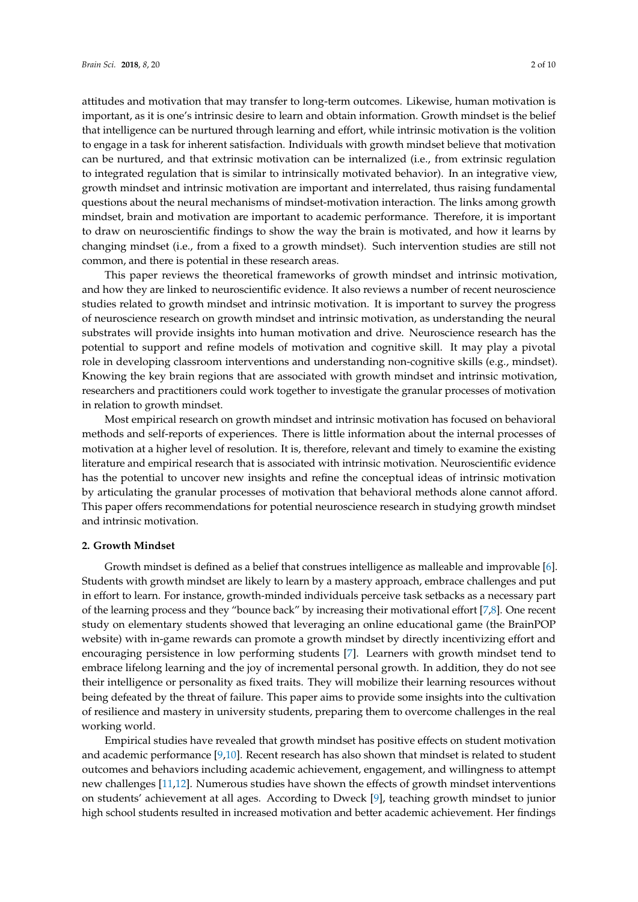attitudes and motivation that may transfer to long-term outcomes. Likewise, human motivation is important, as it is one's intrinsic desire to learn and obtain information. Growth mindset is the belief that intelligence can be nurtured through learning and effort, while intrinsic motivation is the volition to engage in a task for inherent satisfaction. Individuals with growth mindset believe that motivation can be nurtured, and that extrinsic motivation can be internalized (i.e., from extrinsic regulation to integrated regulation that is similar to intrinsically motivated behavior). In an integrative view, growth mindset and intrinsic motivation are important and interrelated, thus raising fundamental questions about the neural mechanisms of mindset-motivation interaction. The links among growth mindset, brain and motivation are important to academic performance. Therefore, it is important to draw on neuroscientific findings to show the way the brain is motivated, and how it learns by changing mindset (i.e., from a fixed to a growth mindset). Such intervention studies are still not common, and there is potential in these research areas.

This paper reviews the theoretical frameworks of growth mindset and intrinsic motivation, and how they are linked to neuroscientific evidence. It also reviews a number of recent neuroscience studies related to growth mindset and intrinsic motivation. It is important to survey the progress of neuroscience research on growth mindset and intrinsic motivation, as understanding the neural substrates will provide insights into human motivation and drive. Neuroscience research has the potential to support and refine models of motivation and cognitive skill. It may play a pivotal role in developing classroom interventions and understanding non-cognitive skills (e.g., mindset). Knowing the key brain regions that are associated with growth mindset and intrinsic motivation, researchers and practitioners could work together to investigate the granular processes of motivation in relation to growth mindset.

Most empirical research on growth mindset and intrinsic motivation has focused on behavioral methods and self-reports of experiences. There is little information about the internal processes of motivation at a higher level of resolution. It is, therefore, relevant and timely to examine the existing literature and empirical research that is associated with intrinsic motivation. Neuroscientific evidence has the potential to uncover new insights and refine the conceptual ideas of intrinsic motivation by articulating the granular processes of motivation that behavioral methods alone cannot afford. This paper offers recommendations for potential neuroscience research in studying growth mindset and intrinsic motivation.

## 2. Growth Mindset

Growth mindset is defined as a belief that construes intelligence as malleable and improvable [6]. Students with growth mindset are likely to learn by a mastery approach, embrace challenges and put in effort to learn. For instance, growth-minded individuals perceive task setbacks as a necessary part of the learning process and they "bounce back" by increasing their motivational effort [7,8]. One recent study on elementary students showed that leveraging an online educational game (the BrainPOP website) with in-game rewards can promote a growth mindset by directly incentivizing effort and encouraging persistence in low performing students [7]. Learners with growth mindset tend to embrace lifelong learning and the joy of incremental personal growth. In addition, they do not see their intelligence or personality as fixed traits. They will mobilize their learning resources without being defeated by the threat of failure. This paper aims to provide some insights into the cultivation of resilience and mastery in university students, preparing them to overcome challenges in the real working world.

Empirical studies have revealed that growth mindset has positive effects on student motivation and academic performance [9,10]. Recent research has also shown that mindset is related to student outcomes and behaviors including academic achievement, engagement, and willingness to attempt new challenges [11,12]. Numerous studies have shown the effects of growth mindset interventions on students' achievement at all ages. According to Dweck [9], teaching growth mindset to junior high school students resulted in increased motivation and better academic achievement. Her findings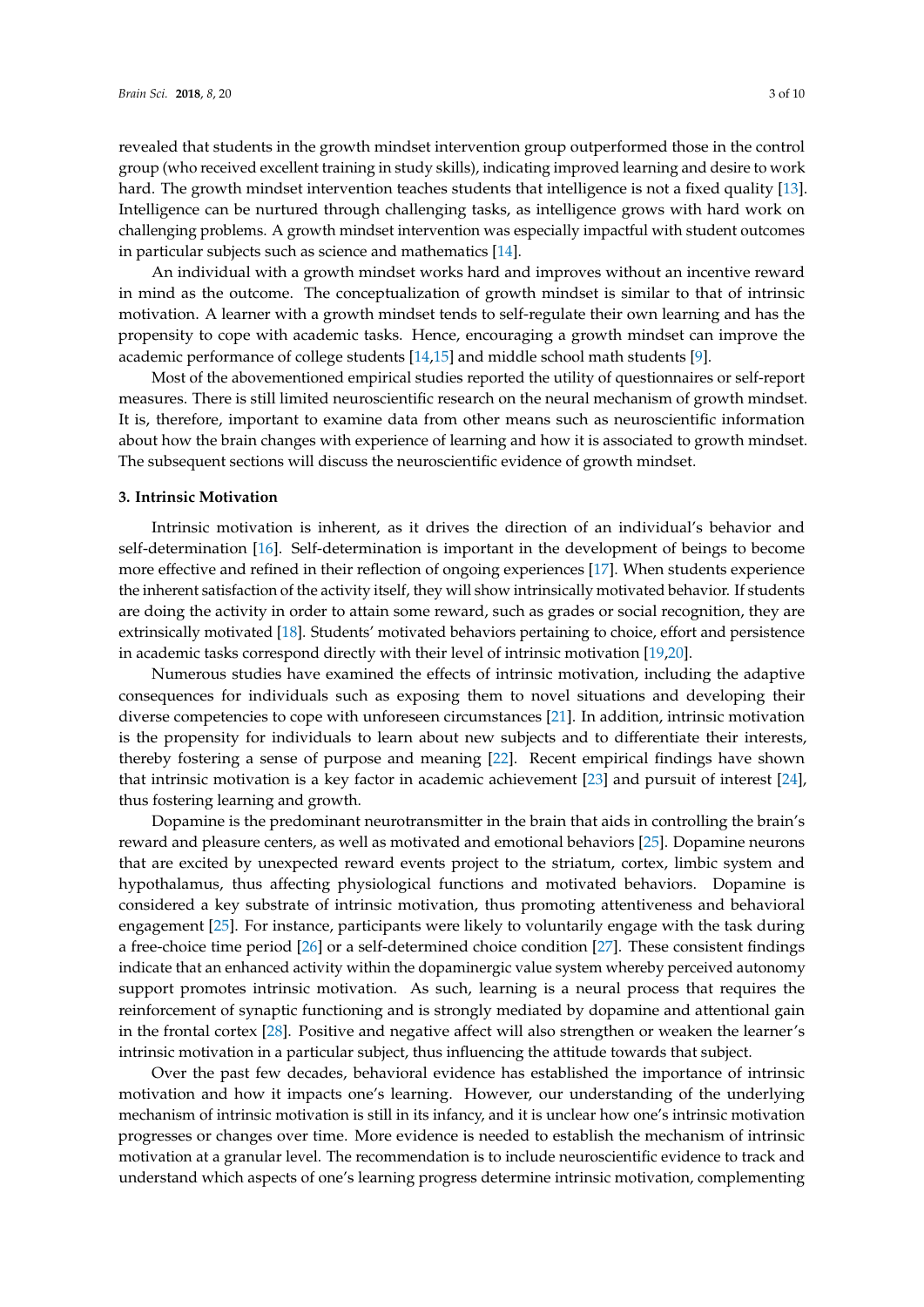revealed that students in the growth mindset intervention group outperformed those in the control group (who received excellent training in study skills), indicating improved learning and desire to work hard. The growth mindset intervention teaches students that intelligence is not a fixed quality [13]. Intelligence can be nurtured through challenging tasks, as intelligence grows with hard work on challenging problems. A growth mindset intervention was especially impactful with student outcomes in particular subjects such as science and mathematics [14].

An individual with a growth mindset works hard and improves without an incentive reward in mind as the outcome. The conceptualization of growth mindset is similar to that of intrinsic motivation. A learner with a growth mindset tends to self-regulate their own learning and has the propensity to cope with academic tasks. Hence, encouraging a growth mindset can improve the academic performance of college students [14,15] and middle school math students [9].

Most of the abovementioned empirical studies reported the utility of questionnaires or self-report measures. There is still limited neuroscientific research on the neural mechanism of growth mindset. It is, therefore, important to examine data from other means such as neuroscientific information about how the brain changes with experience of learning and how it is associated to growth mindset. The subsequent sections will discuss the neuroscientific evidence of growth mindset.

## 3. Intrinsic Motivation

Intrinsic motivation is inherent, as it drives the direction of an individual's behavior and self-determination [16]. Self-determination is important in the development of beings to become more effective and refined in their reflection of ongoing experiences [17]. When students experience the inherent satisfaction of the activity itself, they will show intrinsically motivated behavior. If students are doing the activity in order to attain some reward, such as grades or social recognition, they are extrinsically motivated [18]. Students' motivated behaviors pertaining to choice, effort and persistence in academic tasks correspond directly with their level of intrinsic motivation [19,20].

Numerous studies have examined the effects of intrinsic motivation, including the adaptive consequences for individuals such as exposing them to novel situations and developing their diverse competencies to cope with unforeseen circumstances [21]. In addition, intrinsic motivation is the propensity for individuals to learn about new subjects and to differentiate their interests, thereby fostering a sense of purpose and meaning [22]. Recent empirical findings have shown that intrinsic motivation is a key factor in academic achievement [23] and pursuit of interest [24], thus fostering learning and growth.

Dopamine is the predominant neurotransmitter in the brain that aids in controlling the brain's reward and pleasure centers, as well as motivated and emotional behaviors [25]. Dopamine neurons that are excited by unexpected reward events project to the striatum, cortex, limbic system and hypothalamus, thus affecting physiological functions and motivated behaviors. Dopamine is considered a key substrate of intrinsic motivation, thus promoting attentiveness and behavioral engagement [25]. For instance, participants were likely to voluntarily engage with the task during a free-choice time period [26] or a self-determined choice condition [27]. These consistent findings indicate that an enhanced activity within the dopaminergic value system whereby perceived autonomy support promotes intrinsic motivation. As such, learning is a neural process that requires the reinforcement of synaptic functioning and is strongly mediated by dopamine and attentional gain in the frontal cortex [28]. Positive and negative affect will also strengthen or weaken the learner's intrinsic motivation in a particular subject, thus influencing the attitude towards that subject.

Over the past few decades, behavioral evidence has established the importance of intrinsic motivation and how it impacts one's learning. However, our understanding of the underlying mechanism of intrinsic motivation is still in its infancy, and it is unclear how one's intrinsic motivation progresses or changes over time. More evidence is needed to establish the mechanism of intrinsic motivation at a granular level. The recommendation is to include neuroscientific evidence to track and understand which aspects of one's learning progress determine intrinsic motivation, complementing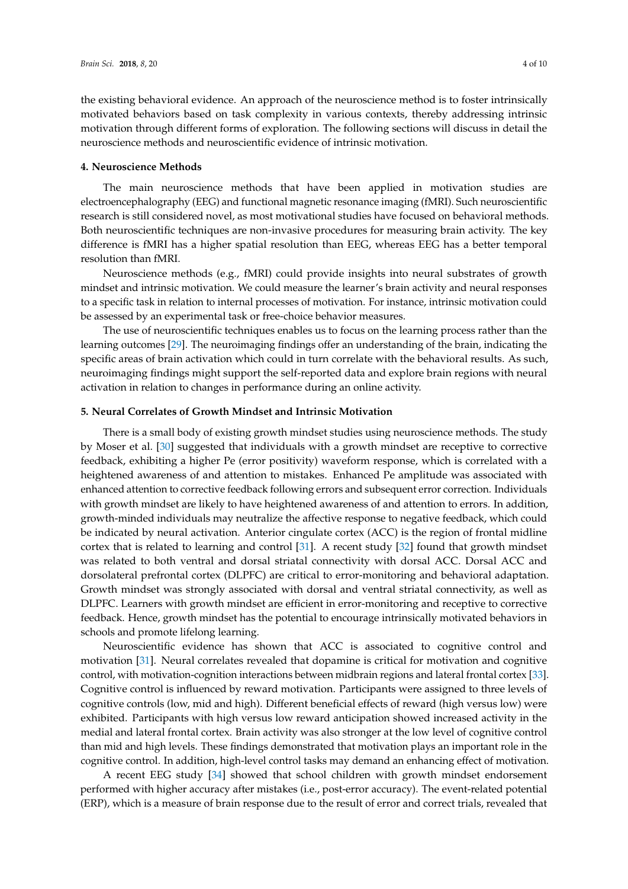the existing behavioral evidence. An approach of the neuroscience method is to foster intrinsically motivated behaviors based on task complexity in various contexts, thereby addressing intrinsic motivation through different forms of exploration. The following sections will discuss in detail the neuroscience methods and neuroscientific evidence of intrinsic motivation.

## 4. Neuroscience Methods

The main neuroscience methods that have been applied in motivation studies are electroencephalography (EEG) and functional magnetic resonance imaging (fMRI). Such neuroscientific research is still considered novel, as most motivational studies have focused on behavioral methods. Both neuroscientific techniques are non-invasive procedures for measuring brain activity. The key difference is fMRI has a higher spatial resolution than EEG, whereas EEG has a better temporal resolution than fMRI.

Neuroscience methods (e.g., fMRI) could provide insights into neural substrates of growth mindset and intrinsic motivation. We could measure the learner's brain activity and neural responses to a specific task in relation to internal processes of motivation. For instance, intrinsic motivation could be assessed by an experimental task or free-choice behavior measures.

The use of neuroscientific techniques enables us to focus on the learning process rather than the learning outcomes [29]. The neuroimaging findings offer an understanding of the brain, indicating the specific areas of brain activation which could in turn correlate with the behavioral results. As such, neuroimaging findings might support the self-reported data and explore brain regions with neural activation in relation to changes in performance during an online activity.

## 5. Neural Correlates of Growth Mindset and Intrinsic Motivation

There is a small body of existing growth mindset studies using neuroscience methods. The study by Moser et al. [30] suggested that individuals with a growth mindset are receptive to corrective feedback, exhibiting a higher Pe (error positivity) waveform response, which is correlated with a heightened awareness of and attention to mistakes. Enhanced Pe amplitude was associated with enhanced attention to corrective feedback following errors and subsequent error correction. Individuals with growth mindset are likely to have heightened awareness of and attention to errors. In addition, growth-minded individuals may neutralize the affective response to negative feedback, which could be indicated by neural activation. Anterior cingulate cortex (ACC) is the region of frontal midline cortex that is related to learning and control [31]. A recent study [32] found that growth mindset was related to both ventral and dorsal striatal connectivity with dorsal ACC. Dorsal ACC and dorsolateral prefrontal cortex (DLPFC) are critical to error-monitoring and behavioral adaptation. Growth mindset was strongly associated with dorsal and ventral striatal connectivity, as well as DLPFC. Learners with growth mindset are efficient in error-monitoring and receptive to corrective feedback. Hence, growth mindset has the potential to encourage intrinsically motivated behaviors in schools and promote lifelong learning.

Neuroscientific evidence has shown that ACC is associated to cognitive control and motivation [31]. Neural correlates revealed that dopamine is critical for motivation and cognitive control, with motivation-cognition interactions between midbrain regions and lateral frontal cortex [33]. Cognitive control is influenced by reward motivation. Participants were assigned to three levels of cognitive controls (low, mid and high). Different beneficial effects of reward (high versus low) were exhibited. Participants with high versus low reward anticipation showed increased activity in the medial and lateral frontal cortex. Brain activity was also stronger at the low level of cognitive control than mid and high levels. These findings demonstrated that motivation plays an important role in the cognitive control. In addition, high-level control tasks may demand an enhancing effect of motivation.

A recent EEG study [34] showed that school children with growth mindset endorsement performed with higher accuracy after mistakes (i.e., post-error accuracy). The event-related potential (ERP), which is a measure of brain response due to the result of error and correct trials, revealed that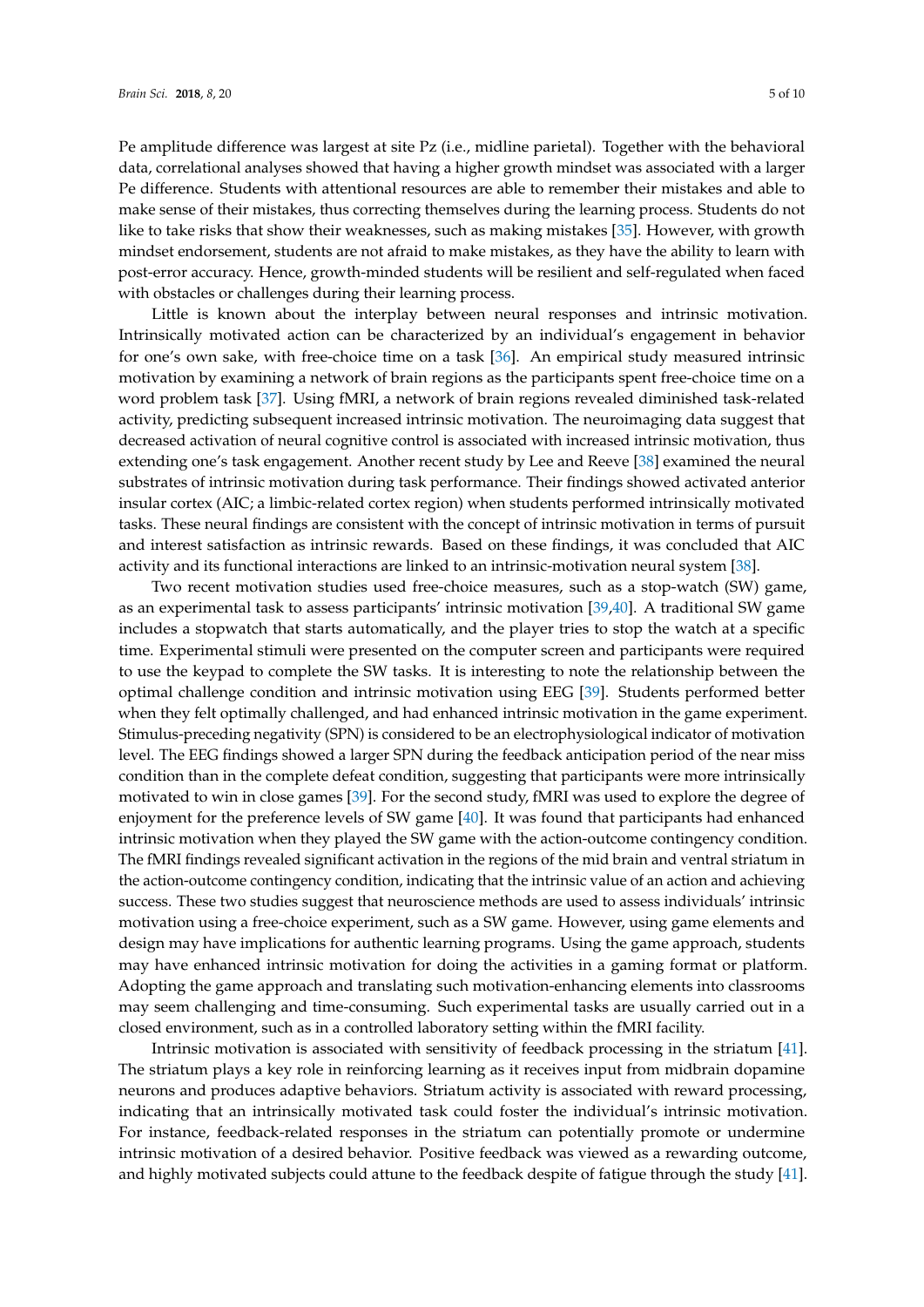Pe amplitude difference was largest at site Pz (i.e., midline parietal). Together with the behavioral data, correlational analyses showed that having a higher growth mindset was associated with a larger Pe difference. Students with attentional resources are able to remember their mistakes and able to make sense of their mistakes, thus correcting themselves during the learning process. Students do not like to take risks that show their weaknesses, such as making mistakes [35]. However, with growth mindset endorsement, students are not afraid to make mistakes, as they have the ability to learn with post-error accuracy. Hence, growth-minded students will be resilient and self-regulated when faced with obstacles or challenges during their learning process.

Little is known about the interplay between neural responses and intrinsic motivation. Intrinsically motivated action can be characterized by an individual's engagement in behavior for one's own sake, with free-choice time on a task [36]. An empirical study measured intrinsic motivation by examining a network of brain regions as the participants spent free-choice time on a word problem task [37]. Using fMRI, a network of brain regions revealed diminished task-related activity, predicting subsequent increased intrinsic motivation. The neuroimaging data suggest that decreased activation of neural cognitive control is associated with increased intrinsic motivation, thus extending one's task engagement. Another recent study by Lee and Reeve [38] examined the neural substrates of intrinsic motivation during task performance. Their findings showed activated anterior insular cortex (AIC; a limbic-related cortex region) when students performed intrinsically motivated tasks. These neural findings are consistent with the concept of intrinsic motivation in terms of pursuit and interest satisfaction as intrinsic rewards. Based on these findings, it was concluded that AIC activity and its functional interactions are linked to an intrinsic-motivation neural system [38].

Two recent motivation studies used free-choice measures, such as a stop-watch (SW) game, as an experimental task to assess participants' intrinsic motivation [39,40]. A traditional SW game includes a stopwatch that starts automatically, and the player tries to stop the watch at a specific time. Experimental stimuli were presented on the computer screen and participants were required to use the keypad to complete the SW tasks. It is interesting to note the relationship between the optimal challenge condition and intrinsic motivation using EEG [39]. Students performed better when they felt optimally challenged, and had enhanced intrinsic motivation in the game experiment. Stimulus-preceding negativity (SPN) is considered to be an electrophysiological indicator of motivation level. The EEG findings showed a larger SPN during the feedback anticipation period of the near miss condition than in the complete defeat condition, suggesting that participants were more intrinsically motivated to win in close games [39]. For the second study, fMRI was used to explore the degree of enjoyment for the preference levels of SW game [40]. It was found that participants had enhanced intrinsic motivation when they played the SW game with the action-outcome contingency condition. The fMRI findings revealed significant activation in the regions of the mid brain and ventral striatum in the action-outcome contingency condition, indicating that the intrinsic value of an action and achieving success. These two studies suggest that neuroscience methods are used to assess individuals' intrinsic motivation using a free-choice experiment, such as a SW game. However, using game elements and design may have implications for authentic learning programs. Using the game approach, students may have enhanced intrinsic motivation for doing the activities in a gaming format or platform. Adopting the game approach and translating such motivation-enhancing elements into classrooms may seem challenging and time-consuming. Such experimental tasks are usually carried out in a closed environment, such as in a controlled laboratory setting within the fMRI facility.

Intrinsic motivation is associated with sensitivity of feedback processing in the striatum [41]. The striatum plays a key role in reinforcing learning as it receives input from midbrain dopamine neurons and produces adaptive behaviors. Striatum activity is associated with reward processing, indicating that an intrinsically motivated task could foster the individual's intrinsic motivation. For instance, feedback-related responses in the striatum can potentially promote or undermine intrinsic motivation of a desired behavior. Positive feedback was viewed as a rewarding outcome, and highly motivated subjects could attune to the feedback despite of fatigue through the study [41].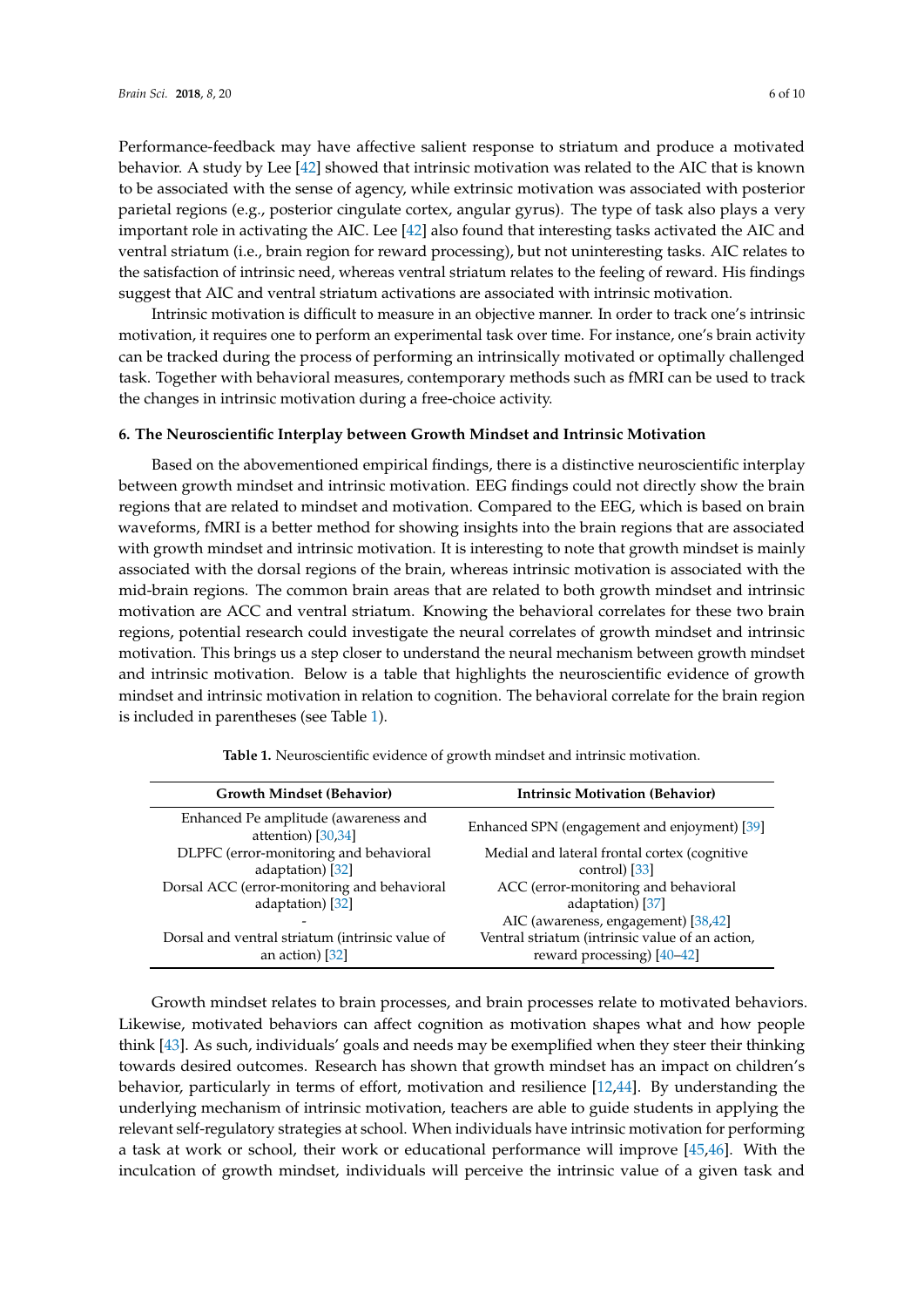Performance-feedback may have affective salient response to striatum and produce a motivated behavior. A study by Lee [42] showed that intrinsic motivation was related to the AIC that is known to be associated with the sense of agency, while extrinsic motivation was associated with posterior parietal regions (e.g., posterior cingulate cortex, angular gyrus). The type of task also plays a very important role in activating the AIC. Lee [42] also found that interesting tasks activated the AIC and ventral striatum (i.e., brain region for reward processing), but not uninteresting tasks. AIC relates to the satisfaction of intrinsic need, whereas ventral striatum relates to the feeling of reward. His findings suggest that AIC and ventral striatum activations are associated with intrinsic motivation.

Intrinsic motivation is difficult to measure in an objective manner. In order to track one's intrinsic motivation, it requires one to perform an experimental task over time. For instance, one's brain activity can be tracked during the process of performing an intrinsically motivated or optimally challenged task. Together with behavioral measures, contemporary methods such as fMRI can be used to track the changes in intrinsic motivation during a free-choice activity.

## 6. The Neuroscientific Interplay between Growth Mindset and Intrinsic Motivation

Based on the abovementioned empirical findings, there is a distinctive neuroscientific interplay between growth mindset and intrinsic motivation. EEG findings could not directly show the brain regions that are related to mindset and motivation. Compared to the EEG, which is based on brain waveforms, fMRI is a better method for showing insights into the brain regions that are associated with growth mindset and intrinsic motivation. It is interesting to note that growth mindset is mainly associated with the dorsal regions of the brain, whereas intrinsic motivation is associated with the mid-brain regions. The common brain areas that are related to both growth mindset and intrinsic motivation are ACC and ventral striatum. Knowing the behavioral correlates for these two brain regions, potential research could investigate the neural correlates of growth mindset and intrinsic motivation. This brings us a step closer to understand the neural mechanism between growth mindset and intrinsic motivation. Below is a table that highlights the neuroscientific evidence of growth mindset and intrinsic motivation in relation to cognition. The behavioral correlate for the brain region is included in parentheses (see Table 1).

**Table 1.** Neuroscientific evidence of growth mindset and intrinsic motivation.

| Growth Mindset (Behavior) | Intrinsic Motivation (Behavior) |
|---|---|
| Enhanced Pe amplitude (awareness and attention) [30,34] | Enhanced SPN (engagement and enjoyment) [39] |
| DLPFC (error-monitoring and behavioral adaptation) [32] | Medial and lateral frontal cortex (cognitive control) [33] |
| Dorsal ACC (error-monitoring and behavioral adaptation) [32] | ACC (error-monitoring and behavioral adaptation) [37] |
| - | AIC (awareness, engagement) [38,42] |
| Dorsal and ventral striatum (intrinsic value of an action) [32] | Ventral striatum (intrinsic value of an action, reward processing) [40–42] |

Growth mindset relates to brain processes, and brain processes relate to motivated behaviors. Likewise, motivated behaviors can affect cognition as motivation shapes what and how people think [43]. As such, individuals' goals and needs may be exemplified when they steer their thinking towards desired outcomes. Research has shown that growth mindset has an impact on children's behavior, particularly in terms of effort, motivation and resilience [12,44]. By understanding the underlying mechanism of intrinsic motivation, teachers are able to guide students in applying the relevant self-regulatory strategies at school. When individuals have intrinsic motivation for performing a task at work or school, their work or educational performance will improve [45,46]. With the inculcation of growth mindset, individuals will perceive the intrinsic value of a given task and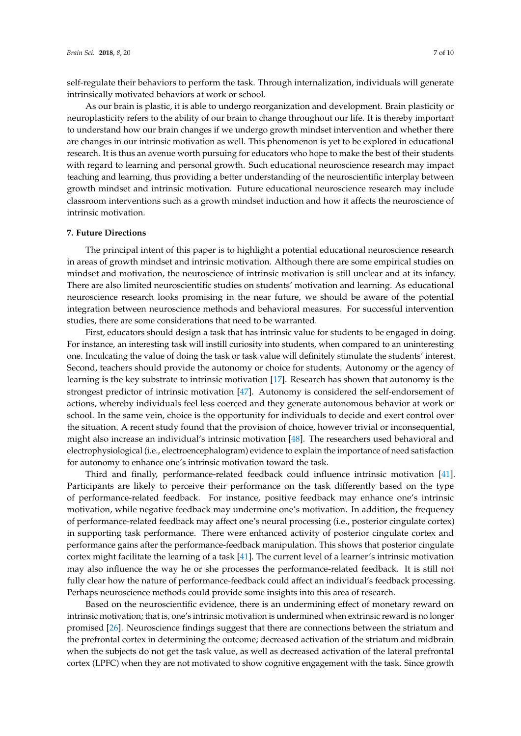self-regulate their behaviors to perform the task. Through internalization, individuals will generate intrinsically motivated behaviors at work or school.

As our brain is plastic, it is able to undergo reorganization and development. Brain plasticity or neuroplasticity refers to the ability of our brain to change throughout our life. It is thereby important to understand how our brain changes if we undergo growth mindset intervention and whether there are changes in our intrinsic motivation as well. This phenomenon is yet to be explored in educational research. It is thus an avenue worth pursuing for educators who hope to make the best of their students with regard to learning and personal growth. Such educational neuroscience research may impact teaching and learning, thus providing a better understanding of the neuroscientific interplay between growth mindset and intrinsic motivation. Future educational neuroscience research may include classroom interventions such as a growth mindset induction and how it affects the neuroscience of intrinsic motivation.

## 7. Future Directions

The principal intent of this paper is to highlight a potential educational neuroscience research in areas of growth mindset and intrinsic motivation. Although there are some empirical studies on mindset and motivation, the neuroscience of intrinsic motivation is still unclear and at its infancy. There are also limited neuroscientific studies on students' motivation and learning. As educational neuroscience research looks promising in the near future, we should be aware of the potential integration between neuroscience methods and behavioral measures. For successful intervention studies, there are some considerations that need to be warranted.

First, educators should design a task that has intrinsic value for students to be engaged in doing. For instance, an interesting task will instill curiosity into students, when compared to an uninteresting one. Inculcating the value of doing the task or task value will definitely stimulate the students' interest. Second, teachers should provide the autonomy or choice for students. Autonomy or the agency of learning is the key substrate to intrinsic motivation [17]. Research has shown that autonomy is the strongest predictor of intrinsic motivation [47]. Autonomy is considered the self-endorsement of actions, whereby individuals feel less coerced and they generate autonomous behavior at work or school. In the same vein, choice is the opportunity for individuals to decide and exert control over the situation. A recent study found that the provision of choice, however trivial or inconsequential, might also increase an individual's intrinsic motivation [48]. The researchers used behavioral and electrophysiological (i.e., electroencephalogram) evidence to explain the importance of need satisfaction for autonomy to enhance one's intrinsic motivation toward the task.

Third and finally, performance-related feedback could influence intrinsic motivation [41]. Participants are likely to perceive their performance on the task differently based on the type of performance-related feedback. For instance, positive feedback may enhance one's intrinsic motivation, while negative feedback may undermine one's motivation. In addition, the frequency of performance-related feedback may affect one's neural processing (i.e., posterior cingulate cortex) in supporting task performance. There were enhanced activity of posterior cingulate cortex and performance gains after the performance-feedback manipulation. This shows that posterior cingulate cortex might facilitate the learning of a task [41]. The current level of a learner's intrinsic motivation may also influence the way he or she processes the performance-related feedback. It is still not fully clear how the nature of performance-feedback could affect an individual's feedback processing. Perhaps neuroscience methods could provide some insights into this area of research.

Based on the neuroscientific evidence, there is an undermining effect of monetary reward on intrinsic motivation; that is, one's intrinsic motivation is undermined when extrinsic reward is no longer promised [26]. Neuroscience findings suggest that there are connections between the striatum and the prefrontal cortex in determining the outcome; decreased activation of the striatum and midbrain when the subjects do not get the task value, as well as decreased activation of the lateral prefrontal cortex (LPFC) when they are not motivated to show cognitive engagement with the task. Since growth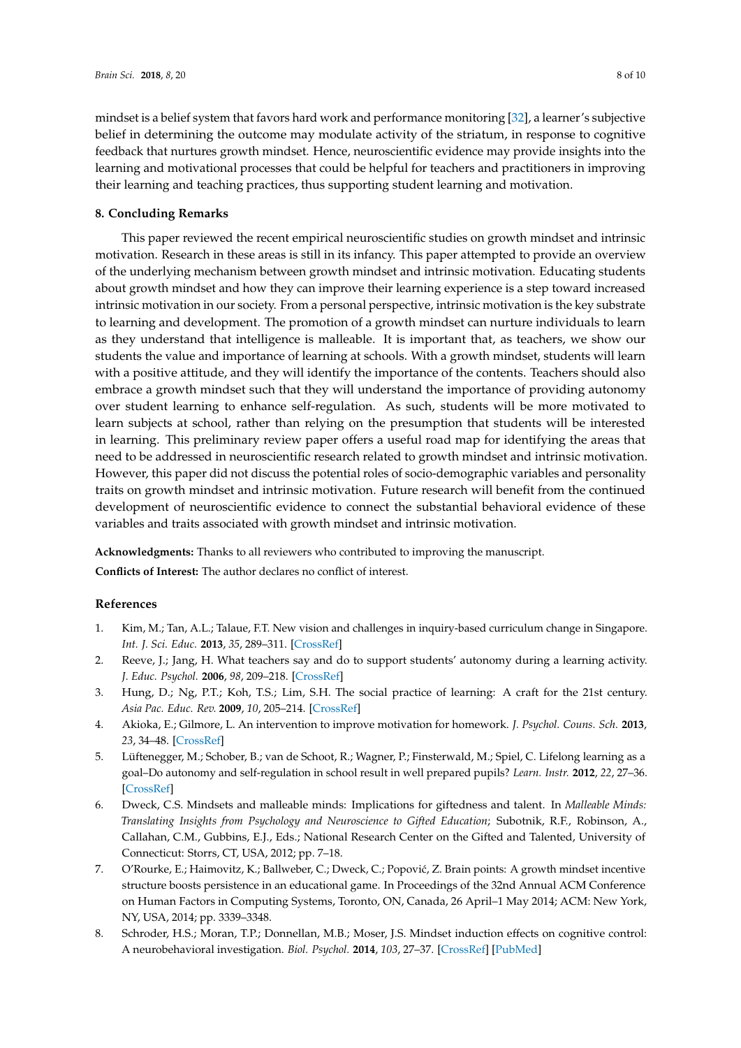mindset is a belief system that favors hard work and performance monitoring [32], a learner's subjective belief in determining the outcome may modulate activity of the striatum, in response to cognitive feedback that nurtures growth mindset. Hence, neuroscientific evidence may provide insights into the learning and motivational processes that could be helpful for teachers and practitioners in improving their learning and teaching practices, thus supporting student learning and motivation.

## 8. Concluding Remarks

This paper reviewed the recent empirical neuroscientific studies on growth mindset and intrinsic motivation. Research in these areas is still in its infancy. This paper attempted to provide an overview of the underlying mechanism between growth mindset and intrinsic motivation. Educating students about growth mindset and how they can improve their learning experience is a step toward increased intrinsic motivation in our society. From a personal perspective, intrinsic motivation is the key substrate to learning and development. The promotion of a growth mindset can nurture individuals to learn as they understand that intelligence is malleable. It is important that, as teachers, we show our students the value and importance of learning at schools. With a growth mindset, students will learn with a positive attitude, and they will identify the importance of the contents. Teachers should also embrace a growth mindset such that they will understand the importance of providing autonomy over student learning to enhance self-regulation. As such, students will be more motivated to learn subjects at school, rather than relying on the presumption that students will be interested in learning. This preliminary review paper offers a useful road map for identifying the areas that need to be addressed in neuroscientific research related to growth mindset and intrinsic motivation. However, this paper did not discuss the potential roles of socio-demographic variables and personality traits on growth mindset and intrinsic motivation. Future research will benefit from the continued development of neuroscientific evidence to connect the substantial behavioral evidence of these variables and traits associated with growth mindset and intrinsic motivation.

**Acknowledgments:** Thanks to all reviewers who contributed to improving the manuscript.

**Conflicts of Interest:** The author declares no conflict of interest.

## References

1. Kim, M.; Tan, A.L.; Talaue, F.T. New vision and challenges in inquiry-based curriculum change in Singapore. *Int. J. Sci. Educ.* **2013**, *35*, 289–311. [CrossRef]
2. Reeve, J.; Jang, H. What teachers say and do to support students' autonomy during a learning activity. *J. Educ. Psychol.* **2006**, *98*, 209–218. [CrossRef]
3. Hung, D.; Ng, P.T.; Koh, T.S.; Lim, S.H. The social practice of learning: A craft for the 21st century. *Asia Pac. Educ. Rev.* **2009**, *10*, 205–214. [CrossRef]
4. Akioka, E.; Gilmore, L. An intervention to improve motivation for homework. *J. Psychol. Couns. Sch.* **2013**, *23*, 34–48. [CrossRef]
5. Lüftenegger, M.; Schober, B.; van de Schoot, R.; Wagner, P.; Finsterwald, M.; Spiel, C. Lifelong learning as a goal–Do autonomy and self-regulation in school result in well prepared pupils? *Learn. Instr.* **2012**, *22*, 27–36. [CrossRef]
6. Dweck, C.S. Mindsets and malleable minds: Implications for giftedness and talent. In *Malleable Minds: Translating Insights from Psychology and Neuroscience to Gifted Education*; Subotnik, R.F., Robinson, A., Callahan, C.M., Gubbins, E.J., Eds.; National Research Center on the Gifted and Talented, University of Connecticut: Storrs, CT, USA, 2012; pp. 7–18.
7. O'Rourke, E.; Haimovitz, K.; Ballweber, C.; Dweck, C.; Popović, Z. Brain points: A growth mindset incentive structure boosts persistence in an educational game. In Proceedings of the 32nd Annual ACM Conference on Human Factors in Computing Systems, Toronto, ON, Canada, 26 April–1 May 2014; ACM: New York, NY, USA, 2014; pp. 3339–3348.
8. Schroder, H.S.; Moran, T.P.; Donnellan, M.B.; Moser, J.S. Mindset induction effects on cognitive control: A neurobehavioral investigation. *Biol. Psychol.* **2014**, *103*, 27–37. [CrossRef] [PubMed]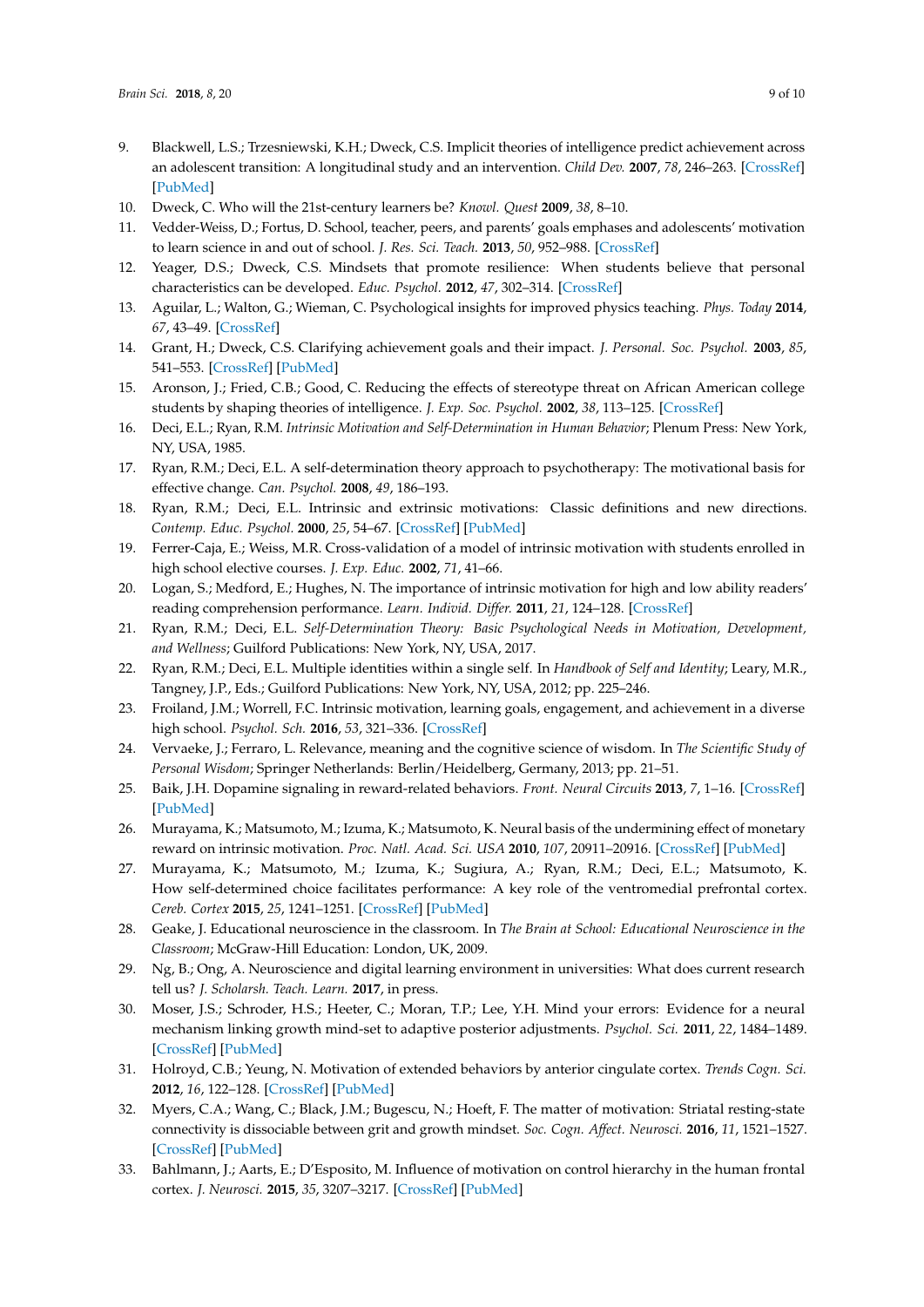9. Blackwell, L.S.; Trzesniewski, K.H.; Dweck, C.S. Implicit theories of intelligence predict achievement across an adolescent transition: A longitudinal study and an intervention. *Child Dev.* **2007**, *78*, 246–263. [CrossRef] [PubMed]
10. Dweck, C. Who will the 21st-century learners be? *Knowl. Quest* **2009**, *38*, 8–10.
11. Vedder-Weiss, D.; Fortus, D. School, teacher, peers, and parents' goals emphases and adolescents' motivation to learn science in and out of school. *J. Res. Sci. Teach.* **2013**, *50*, 952–988. [CrossRef]
12. Yeager, D.S.; Dweck, C.S. Mindsets that promote resilience: When students believe that personal characteristics can be developed. *Educ. Psychol.* **2012**, *47*, 302–314. [CrossRef]
13. Aguilar, L.; Walton, G.; Wieman, C. Psychological insights for improved physics teaching. *Phys. Today* **2014**, *67*, 43–49. [CrossRef]
14. Grant, H.; Dweck, C.S. Clarifying achievement goals and their impact. *J. Personal. Soc. Psychol.* **2003**, *85*, 541–553. [CrossRef] [PubMed]
15. Aronson, J.; Fried, C.B.; Good, C. Reducing the effects of stereotype threat on African American college students by shaping theories of intelligence. *J. Exp. Soc. Psychol.* **2002**, *38*, 113–125. [CrossRef]
16. Deci, E.L.; Ryan, R.M. *Intrinsic Motivation and Self-Determination in Human Behavior*; Plenum Press: New York, NY, USA, 1985.
17. Ryan, R.M.; Deci, E.L. A self-determination theory approach to psychotherapy: The motivational basis for effective change. *Can. Psychol.* **2008**, *49*, 186–193.
18. Ryan, R.M.; Deci, E.L. Intrinsic and extrinsic motivations: Classic definitions and new directions. *Contemp. Educ. Psychol.* **2000**, *25*, 54–67. [CrossRef] [PubMed]
19. Ferrer-Caja, E.; Weiss, M.R. Cross-validation of a model of intrinsic motivation with students enrolled in high school elective courses. *J. Exp. Educ.* **2002**, *71*, 41–66.
20. Logan, S.; Medford, E.; Hughes, N. The importance of intrinsic motivation for high and low ability readers' reading comprehension performance. *Learn. Individ. Differ.* **2011**, *21*, 124–128. [CrossRef]
21. Ryan, R.M.; Deci, E.L. *Self-Determination Theory: Basic Psychological Needs in Motivation, Development, and Wellness*; Guilford Publications: New York, NY, USA, 2017.
22. Ryan, R.M.; Deci, E.L. Multiple identities within a single self. In *Handbook of Self and Identity*; Leary, M.R., Tangney, J.P., Eds.; Guilford Publications: New York, NY, USA, 2012; pp. 225–246.
23. Froiland, J.M.; Worrell, F.C. Intrinsic motivation, learning goals, engagement, and achievement in a diverse high school. *Psychol. Sch.* **2016**, *53*, 321–336. [CrossRef]
24. Vervaeke, J.; Ferraro, L. Relevance, meaning and the cognitive science of wisdom. In *The Scientific Study of Personal Wisdom*; Springer Netherlands: Berlin/Heidelberg, Germany, 2013; pp. 21–51.
25. Baik, J.H. Dopamine signaling in reward-related behaviors. *Front. Neural Circuits* **2013**, *7*, 1–16. [CrossRef] [PubMed]
26. Murayama, K.; Matsumoto, M.; Izuma, K.; Matsumoto, K. Neural basis of the undermining effect of monetary reward on intrinsic motivation. *Proc. Natl. Acad. Sci. USA* **2010**, *107*, 20911–20916. [CrossRef] [PubMed]
27. Murayama, K.; Matsumoto, M.; Izuma, K.; Sugiura, A.; Ryan, R.M.; Deci, E.L.; Matsumoto, K. How self-determined choice facilitates performance: A key role of the ventromedial prefrontal cortex. *Cereb. Cortex* **2015**, *25*, 1241–1251. [CrossRef] [PubMed]
28. Geake, J. Educational neuroscience in the classroom. In *The Brain at School: Educational Neuroscience in the Classroom*; McGraw-Hill Education: London, UK, 2009.
29. Ng, B.; Ong, A. Neuroscience and digital learning environment in universities: What does current research tell us? *J. Scholarsh. Teach. Learn.* **2017**, in press.
30. Moser, J.S.; Schroder, H.S.; Heeter, C.; Moran, T.P.; Lee, Y.H. Mind your errors: Evidence for a neural mechanism linking growth mind-set to adaptive posterior adjustments. *Psychol. Sci.* **2011**, *22*, 1484–1489. [CrossRef] [PubMed]
31. Holroyd, C.B.; Yeung, N. Motivation of extended behaviors by anterior cingulate cortex. *Trends Cogn. Sci.* **2012**, *16*, 122–128. [CrossRef] [PubMed]
32. Myers, C.A.; Wang, C.; Black, J.M.; Bugescu, N.; Hoeft, F. The matter of motivation: Striatal resting-state connectivity is dissociable between grit and growth mindset. *Soc. Cogn. Affect. Neurosci.* **2016**, *11*, 1521–1527. [CrossRef] [PubMed]
33. Bahlmann, J.; Aarts, E.; D'Esposito, M. Influence of motivation on control hierarchy in the human frontal cortex. *J. Neurosci.* **2015**, *35*, 3207–3217. [CrossRef] [PubMed]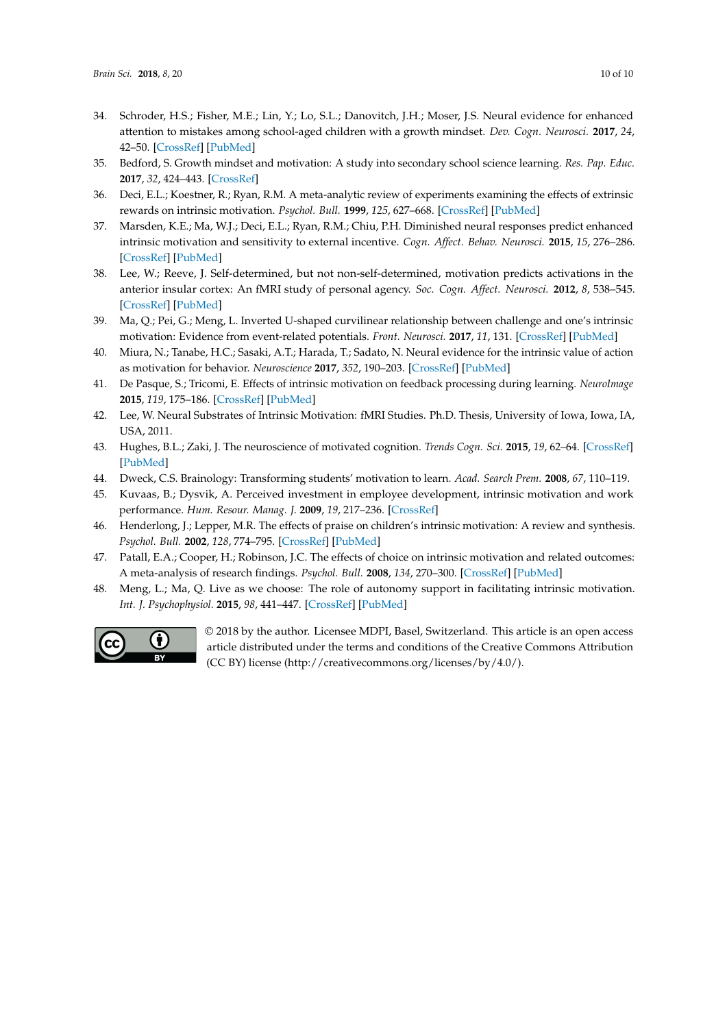34. Schroder, H.S.; Fisher, M.E.; Lin, Y.; Lo, S.L.; Danovitch, J.H.; Moser, J.S. Neural evidence for enhanced attention to mistakes among school-aged children with a growth mindset. *Dev. Cogn. Neurosci.* **2017**, *24*, 42–50. [CrossRef] [PubMed]
35. Bedford, S. Growth mindset and motivation: A study into secondary school science learning. *Res. Pap. Educ.* **2017**, *32*, 424–443. [CrossRef]
36. Deci, E.L.; Koestner, R.; Ryan, R.M. A meta-analytic review of experiments examining the effects of extrinsic rewards on intrinsic motivation. *Psychol. Bull.* **1999**, *125*, 627–668. [CrossRef] [PubMed]
37. Marsden, K.E.; Ma, W.J.; Deci, E.L.; Ryan, R.M.; Chiu, P.H. Diminished neural responses predict enhanced intrinsic motivation and sensitivity to external incentive. *Cogn. Affect. Behav. Neurosci.* **2015**, *15*, 276–286. [CrossRef] [PubMed]
38. Lee, W.; Reeve, J. Self-determined, but not non-self-determined, motivation predicts activations in the anterior insular cortex: An fMRI study of personal agency. *Soc. Cogn. Affect. Neurosci.* **2012**, *8*, 538–545. [CrossRef] [PubMed]
39. Ma, Q.; Pei, G.; Meng, L. Inverted U-shaped curvilinear relationship between challenge and one's intrinsic motivation: Evidence from event-related potentials. *Front. Neurosci.* **2017**, *11*, 131. [CrossRef] [PubMed]
40. Miura, N.; Tanabe, H.C.; Sasaki, A.T.; Harada, T.; Sadato, N. Neural evidence for the intrinsic value of action as motivation for behavior. *Neuroscience* **2017**, *352*, 190–203. [CrossRef] [PubMed]
41. De Pasque, S.; Tricomi, E. Effects of intrinsic motivation on feedback processing during learning. *NeuroImage* **2015**, *119*, 175–186. [CrossRef] [PubMed]
42. Lee, W. Neural Substrates of Intrinsic Motivation: fMRI Studies. Ph.D. Thesis, University of Iowa, Iowa, IA, USA, 2011.
43. Hughes, B.L.; Zaki, J. The neuroscience of motivated cognition. *Trends Cogn. Sci.* **2015**, *19*, 62–64. [CrossRef] [PubMed]
44. Dweck, C.S. Brainology: Transforming students' motivation to learn. *Acad. Search Prem.* **2008**, *67*, 110–119.
45. Kuvaas, B.; Dysvik, A. Perceived investment in employee development, intrinsic motivation and work performance. *Hum. Resour. Manag. J.* **2009**, *19*, 217–236. [CrossRef]
46. Henderlong, J.; Lepper, M.R. The effects of praise on children's intrinsic motivation: A review and synthesis. *Psychol. Bull.* **2002**, *128*, 774–795. [CrossRef] [PubMed]
47. Patall, E.A.; Cooper, H.; Robinson, J.C. The effects of choice on intrinsic motivation and related outcomes: A meta-analysis of research findings. *Psychol. Bull.* **2008**, *134*, 270–300. [CrossRef] [PubMed]
48. Meng, L.; Ma, Q. Live as we choose: The role of autonomy support in facilitating intrinsic motivation. *Int. J. Psychophysiol.* **2015**, *98*, 441–447. [CrossRef] [PubMed]

© 2018 by the author. Licensee MDPI, Basel, Switzerland. This article is an open access article distributed under the terms and conditions of the Creative Commons Attribution (CC BY) license (http://creativecommons.org/licenses/by/4.0/).